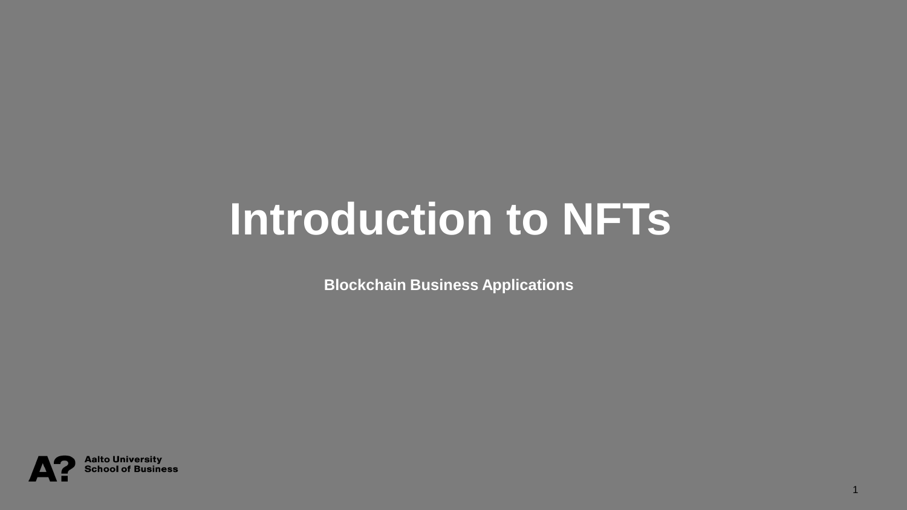# Introduction to NFTs

**Blockchain Business Applications**

Aalto University
School of Business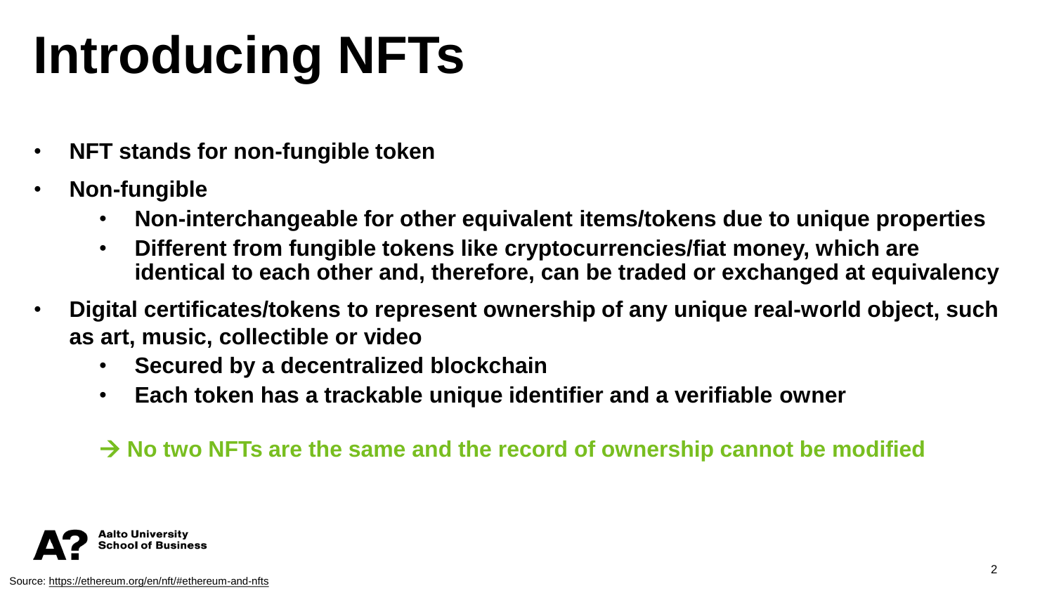# Introducing NFTs

- **NFT stands for non-fungible token**
- **Non-fungible**
  - **Non-interchangeable for other equivalent items/tokens due to unique properties**
  - **Different from fungible tokens like cryptocurrencies/fiat money, which are identical to each other and, therefore, can be traded or exchanged at equivalency**
- **Digital certificates/tokens to represent ownership of any unique real-world object, such as art, music, collectible or video**
  - **Secured by a decentralized blockchain**
  - **Each token has a trackable unique identifier and a verifiable owner**

**→ No two NFTs are the same and the record of ownership cannot be modified**

Aalto University School of Business

Source: https://ethereum.org/en/nft/#ethereum-and-nfts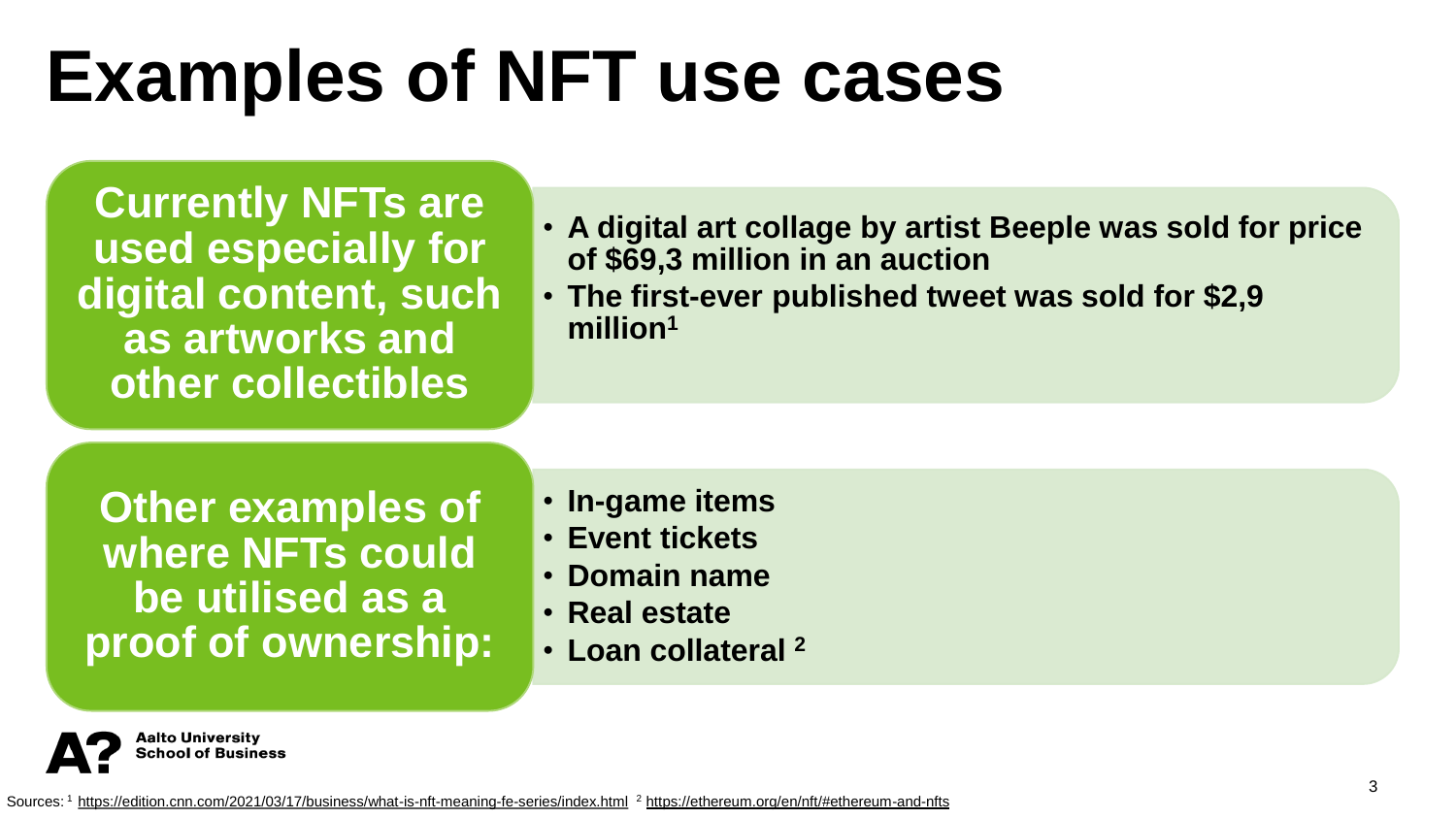# Examples of NFT use cases

**Currently NFTs are used especially for digital content, such as artworks and other collectibles**

- **A digital art collage by artist Beeple was sold for price of $69,3 million in an auction**
- **The first-ever published tweet was sold for $2,9 million[1]**

**Other examples of where NFTs could be utilised as a proof of ownership:**

- **In-game items**
- **Event tickets**
- **Domain name**
- **Real estate**
- **Loan collateral [2]**

Sources: [1] https://edition.cnn.com/2021/03/17/business/what-is-nft-meaning-fe-series/index.html [2] https://ethereum.org/en/nft/#ethereum-and-nfts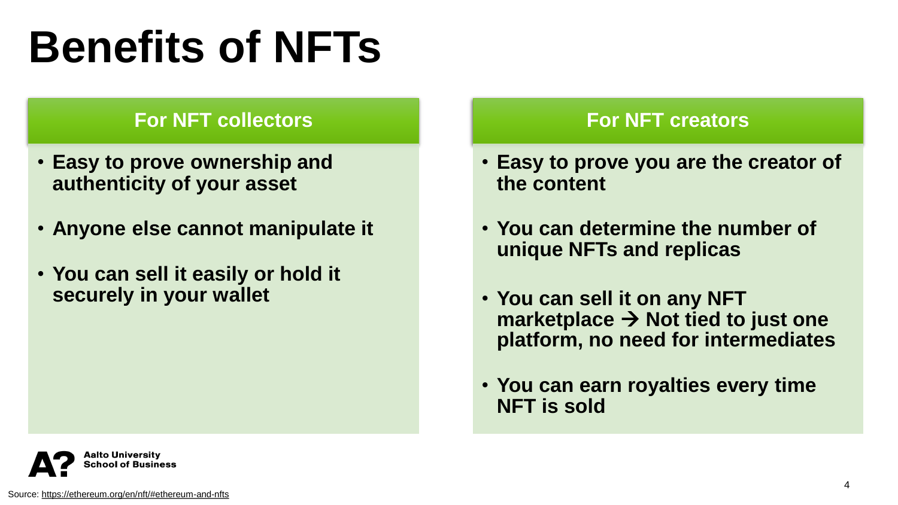# Benefits of NFTs

## For NFT collectors

- **Easy to prove ownership and authenticity of your asset**
- **Anyone else cannot manipulate it**
- **You can sell it easily or hold it securely in your wallet**

## For NFT creators

- **Easy to prove you are the creator of the content**
- **You can determine the number of unique NFTs and replicas**
- **You can sell it on any NFT marketplace → Not tied to just one platform, no need for intermediates**
- **You can earn royalties every time NFT is sold**

Source: https://ethereum.org/en/nft/#ethereum-and-nfts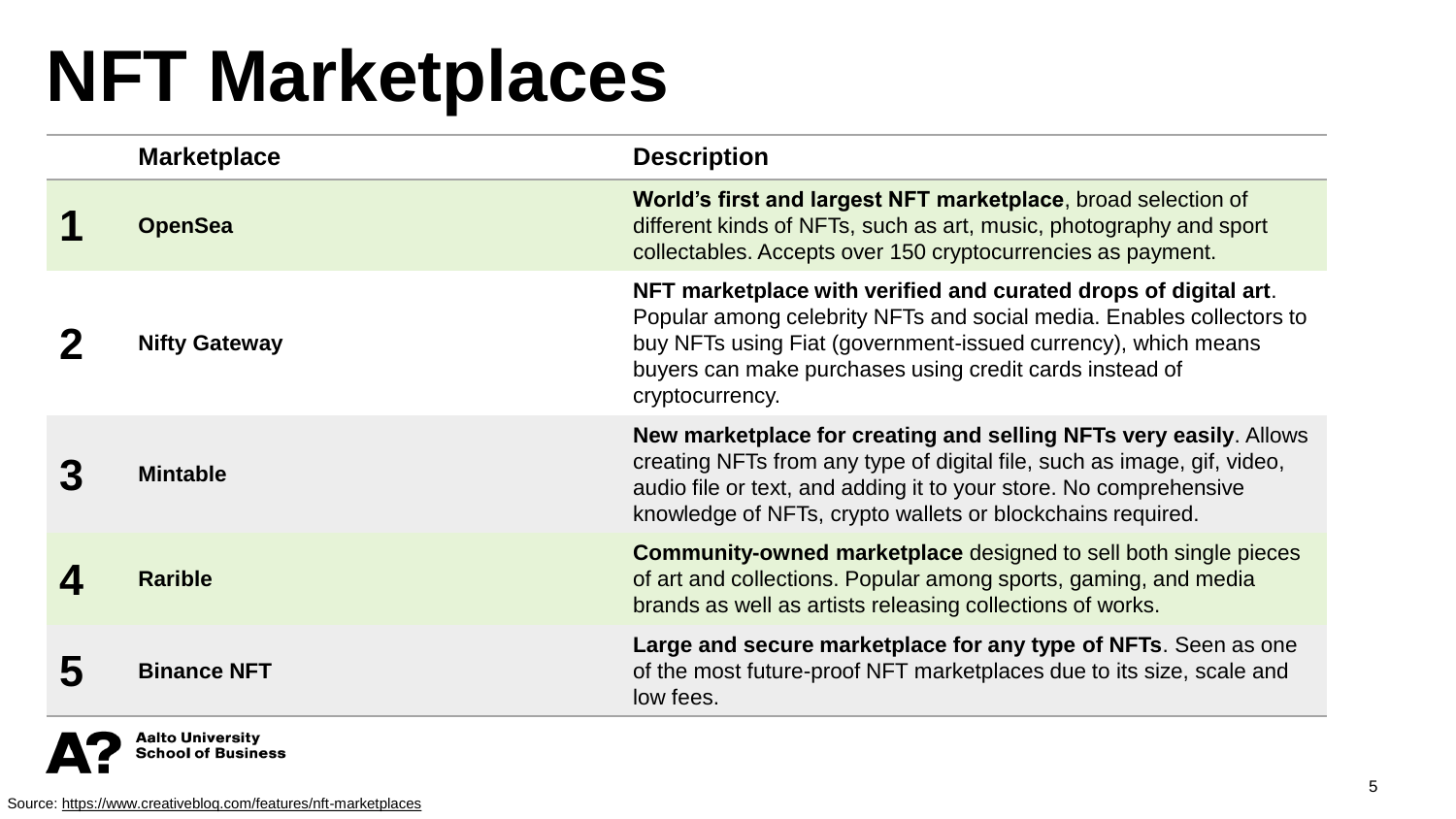# NFT Marketplaces

| | Marketplace | Description |
|---|---|---|
| **1** | **OpenSea** | **World's first and largest NFT marketplace**, broad selection of different kinds of NFTs, such as art, music, photography and sport collectables. Accepts over 150 cryptocurrencies as payment. |
| **2** | **Nifty Gateway** | **NFT marketplace with verified and curated drops of digital art**. Popular among celebrity NFTs and social media. Enables collectors to buy NFTs using Fiat (government-issued currency), which means buyers can make purchases using credit cards instead of cryptocurrency. |
| **3** | **Mintable** | **New marketplace for creating and selling NFTs very easily**. Allows creating NFTs from any type of digital file, such as image, gif, video, audio file or text, and adding it to your store. No comprehensive knowledge of NFTs, crypto wallets or blockchains required. |
| **4** | **Rarible** | **Community-owned marketplace** designed to sell both single pieces of art and collections. Popular among sports, gaming, and media brands as well as artists releasing collections of works. |
| **5** | **Binance NFT** | **Large and secure marketplace for any type of NFTs**. Seen as one of the most future-proof NFT marketplaces due to its size, scale and low fees. |

Aalto University School of Business

Source: https://www.creativebloq.com/features/nft-marketplaces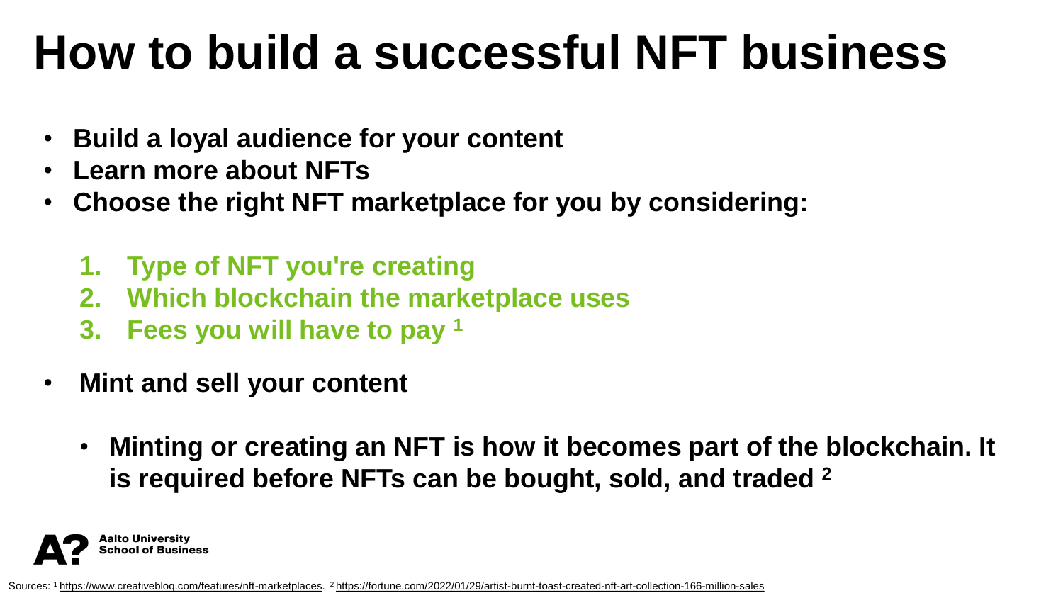# How to build a successful NFT business

- **Build a loyal audience for your content**
- **Learn more about NFTs**
- **Choose the right NFT marketplace for you by considering:**

  1. **Type of NFT you're creating**
  2. **Which blockchain the marketplace uses**
  3. **Fees you will have to pay [1]**

- **Mint and sell your content**

  - **Minting or creating an NFT is how it becomes part of the blockchain. It is required before NFTs can be bought, sold, and traded [2]**

Aalto University School of Business

Sources: [1] https://www.creativebloq.com/features/nft-marketplaces. [2] https://fortune.com/2022/01/29/artist-burnt-toast-created-nft-art-collection-166-million-sales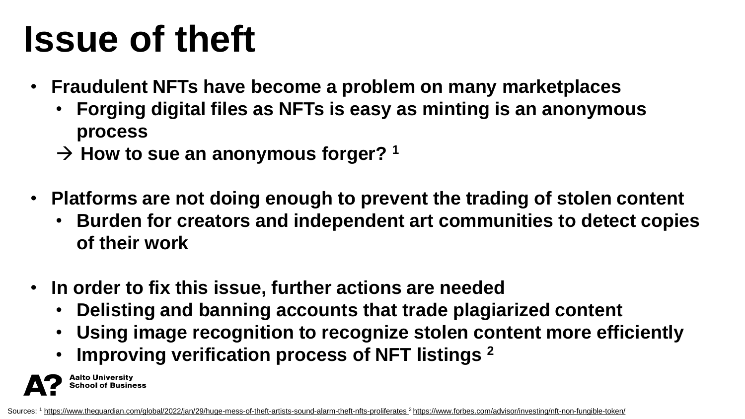# Issue of theft

- **Fraudulent NFTs have become a problem on many marketplaces**
  - **Forging digital files as NFTs is easy as minting is an anonymous process**
  
  → **How to sue an anonymous forger? [1]**

- **Platforms are not doing enough to prevent the trading of stolen content**
  - **Burden for creators and independent art communities to detect copies of their work**

- **In order to fix this issue, further actions are needed**
  - **Delisting and banning accounts that trade plagiarized content**
  - **Using image recognition to recognize stolen content more efficiently**
  - **Improving verification process of NFT listings [2]**

Aalto University School of Business

Sources: [1] https://www.theguardian.com/global/2022/jan/29/huge-mess-of-theft-artists-sound-alarm-theft-nfts-proliferates [2] https://www.forbes.com/advisor/investing/nft-non-fungible-token/